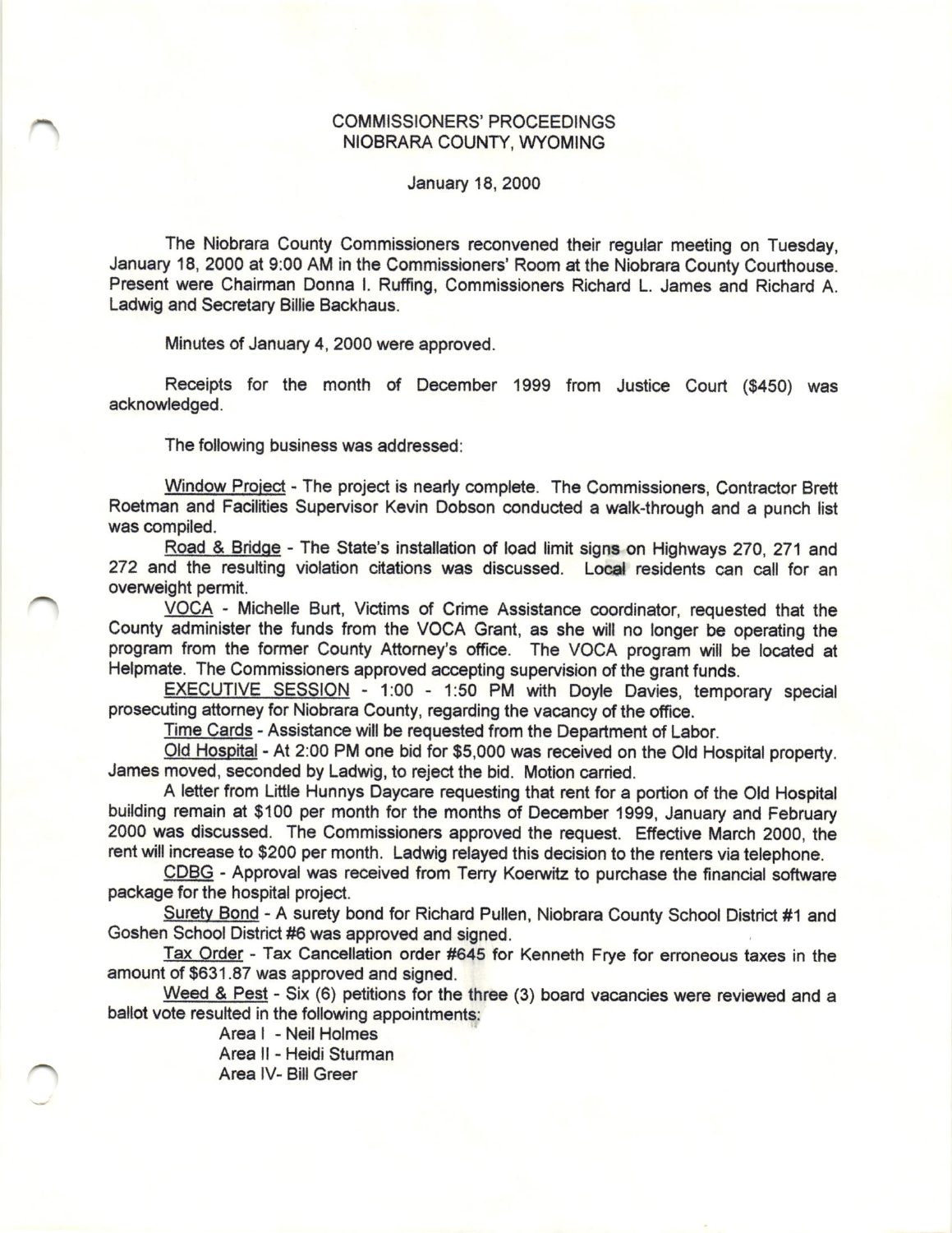# COMMISSIONERS' PROCEEDINGS
# NIOBRARA COUNTY, WYOMING

January 18, 2000

The Niobrara County Commissioners reconvened their regular meeting on Tuesday, January 18, 2000 at 9:00 AM in the Commissioners' Room at the Niobrara County Courthouse. Present were Chairman Donna I. Ruffing, Commissioners Richard L. James and Richard A. Ladwig and Secretary Billie Backhaus.

Minutes of January 4, 2000 were approved.

Receipts for the month of December 1999 from Justice Court ($450) was acknowledged.

The following business was addressed:

Window Project - The project is nearly complete. The Commissioners, Contractor Brett Roetman and Facilities Supervisor Kevin Dobson conducted a walk-through and a punch list was compiled.

Road & Bridge - The State's installation of load limit signs on Highways 270, 271 and 272 and the resulting violation citations was discussed. Local residents can call for an overweight permit.

VOCA - Michelle Burt, Victims of Crime Assistance coordinator, requested that the County administer the funds from the VOCA Grant, as she will no longer be operating the program from the former County Attorney's office. The VOCA program will be located at Helpmate. The Commissioners approved accepting supervision of the grant funds.

EXECUTIVE SESSION - 1:00 - 1:50 PM with Doyle Davies, temporary special prosecuting attorney for Niobrara County, regarding the vacancy of the office.

Time Cards - Assistance will be requested from the Department of Labor.

Old Hospital - At 2:00 PM one bid for $5,000 was received on the Old Hospital property. James moved, seconded by Ladwig, to reject the bid. Motion carried.

A letter from Little Hunnys Daycare requesting that rent for a portion of the Old Hospital building remain at $100 per month for the months of December 1999, January and February 2000 was discussed. The Commissioners approved the request. Effective March 2000, the rent will increase to $200 per month. Ladwig relayed this decision to the renters via telephone.

CDBG - Approval was received from Terry Koerwitz to purchase the financial software package for the hospital project.

Surety Bond - A surety bond for Richard Pullen, Niobrara County School District #1 and Goshen School District #6 was approved and signed.

Tax Order - Tax Cancellation order #645 for Kenneth Frye for erroneous taxes in the amount of $631.87 was approved and signed.

Weed & Pest - Six (6) petitions for the three (3) board vacancies were reviewed and a ballot vote resulted in the following appointments:

Area I - Neil Holmes
Area II - Heidi Sturman
Area IV- Bill Greer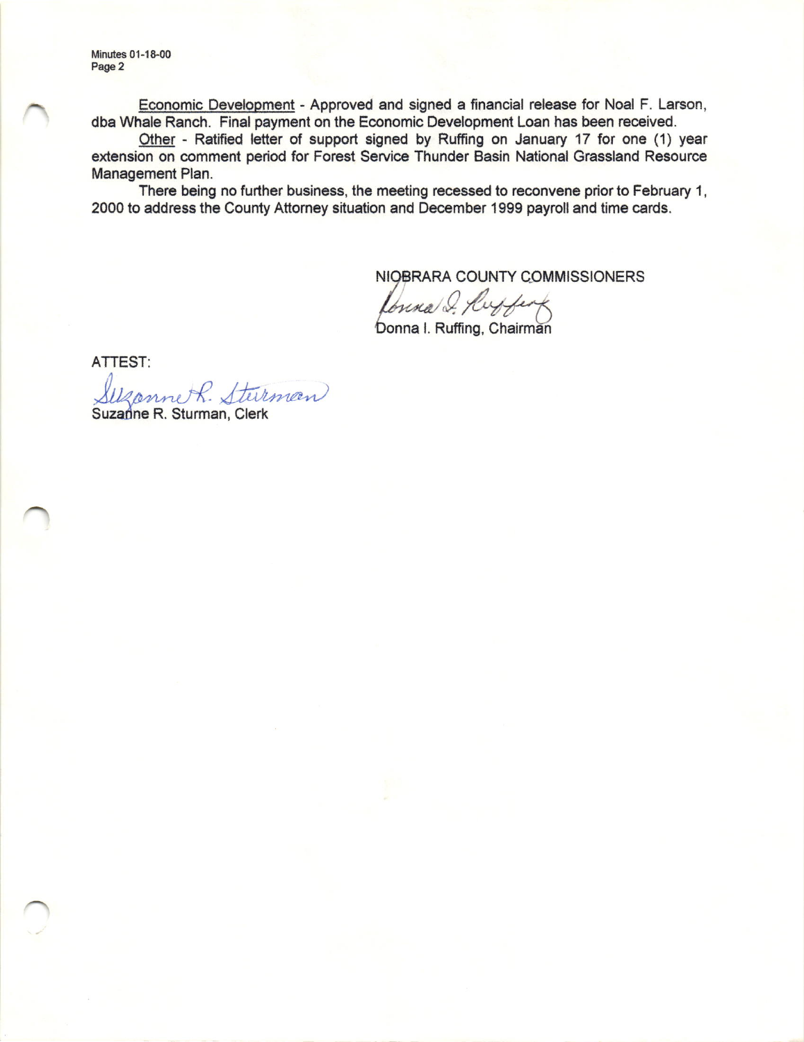Economic Development - Approved and signed a financial release for Noal F. Larson, dba Whale Ranch. Final payment on the Economic Development Loan has been received.

Other - Ratified letter of support signed by Ruffing on January 17 for one (1) year extension on comment period for Forest Service Thunder Basin National Grassland Resource Management Plan.

There being no further business, the meeting recessed to reconvene prior to February 1, 2000 to address the County Attorney situation and December 1999 payroll and time cards.

NIOBRARA COUNTY COMMISSIONERS

Donna I. Ruffing

Donna I. Ruffing, Chairman

ATTEST:

Suzanne R. Sturman

Suzanne R. Sturman, Clerk